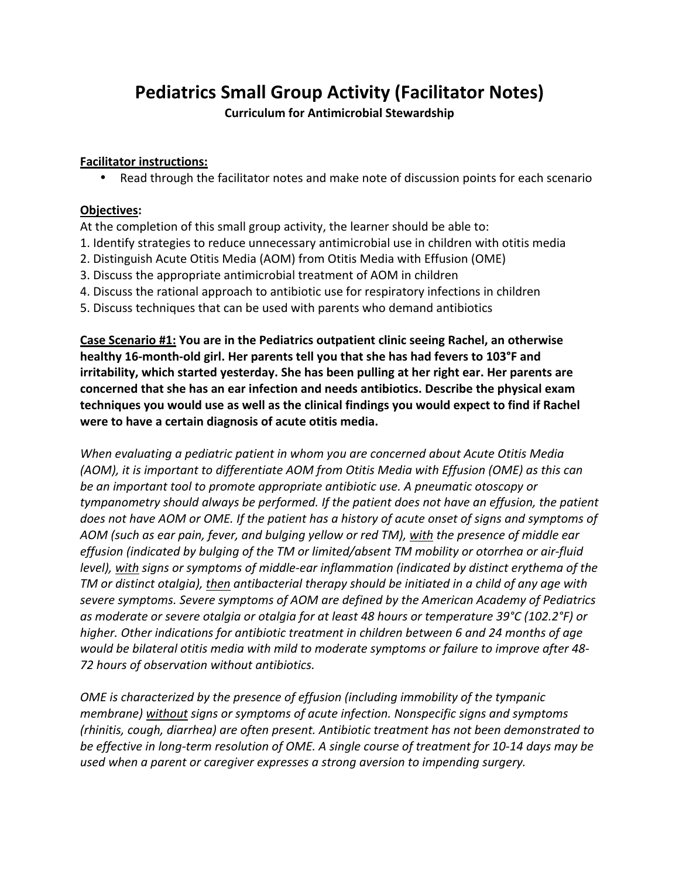# Pediatrics Small Group Activity (Facilitator Notes)

**Curriculum for Antimicrobial Stewardship**

**Facilitator instructions:**

- Read through the facilitator notes and make note of discussion points for each scenario

**Objectives:**

At the completion of this small group activity, the learner should be able to:

1. Identify strategies to reduce unnecessary antimicrobial use in children with otitis media
2. Distinguish Acute Otitis Media (AOM) from Otitis Media with Effusion (OME)
3. Discuss the appropriate antimicrobial treatment of AOM in children
4. Discuss the rational approach to antibiotic use for respiratory infections in children
5. Discuss techniques that can be used with parents who demand antibiotics

**Case Scenario #1: You are in the Pediatrics outpatient clinic seeing Rachel, an otherwise healthy 16-month-old girl. Her parents tell you that she has had fevers to 103°F and irritability, which started yesterday. She has been pulling at her right ear. Her parents are concerned that she has an ear infection and needs antibiotics. Describe the physical exam techniques you would use as well as the clinical findings you would expect to find if Rachel were to have a certain diagnosis of acute otitis media.**

*When evaluating a pediatric patient in whom you are concerned about Acute Otitis Media (AOM), it is important to differentiate AOM from Otitis Media with Effusion (OME) as this can be an important tool to promote appropriate antibiotic use. A pneumatic otoscopy or tympanometry should always be performed. If the patient does not have an effusion, the patient does not have AOM or OME. If the patient has a history of acute onset of signs and symptoms of AOM (such as ear pain, fever, and bulging yellow or red TM), with the presence of middle ear effusion (indicated by bulging of the TM or limited/absent TM mobility or otorrhea or air-fluid level), with signs or symptoms of middle-ear inflammation (indicated by distinct erythema of the TM or distinct otalgia), then antibacterial therapy should be initiated in a child of any age with severe symptoms. Severe symptoms of AOM are defined by the American Academy of Pediatrics as moderate or severe otalgia or otalgia for at least 48 hours or temperature 39°C (102.2°F) or higher. Other indications for antibiotic treatment in children between 6 and 24 months of age would be bilateral otitis media with mild to moderate symptoms or failure to improve after 48-72 hours of observation without antibiotics.*

*OME is characterized by the presence of effusion (including immobility of the tympanic membrane) without signs or symptoms of acute infection. Nonspecific signs and symptoms (rhinitis, cough, diarrhea) are often present. Antibiotic treatment has not been demonstrated to be effective in long-term resolution of OME. A single course of treatment for 10-14 days may be used when a parent or caregiver expresses a strong aversion to impending surgery.*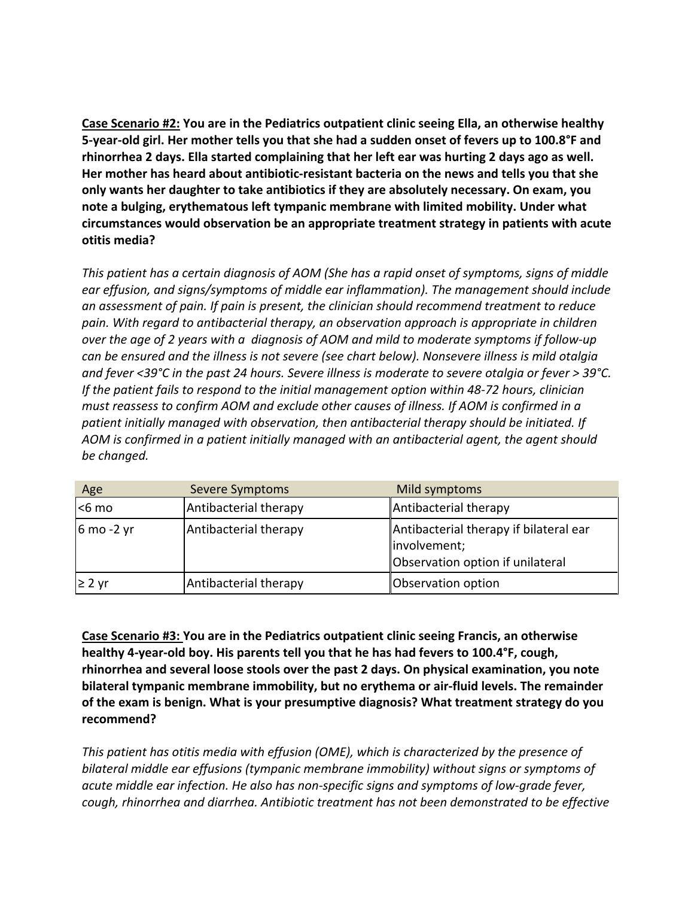**<u>Case Scenario #2:</u> You are in the Pediatrics outpatient clinic seeing Ella, an otherwise healthy 5-year-old girl. Her mother tells you that she had a sudden onset of fevers up to 100.8°F and rhinorrhea 2 days. Ella started complaining that her left ear was hurting 2 days ago as well. Her mother has heard about antibiotic-resistant bacteria on the news and tells you that she only wants her daughter to take antibiotics if they are absolutely necessary. On exam, you note a bulging, erythematous left tympanic membrane with limited mobility. Under what circumstances would observation be an appropriate treatment strategy in patients with acute otitis media?**

*This patient has a certain diagnosis of AOM (She has a rapid onset of symptoms, signs of middle ear effusion, and signs/symptoms of middle ear inflammation). The management should include an assessment of pain. If pain is present, the clinician should recommend treatment to reduce pain. With regard to antibacterial therapy, an observation approach is appropriate in children over the age of 2 years with a diagnosis of AOM and mild to moderate symptoms if follow-up can be ensured and the illness is not severe (see chart below). Nonsevere illness is mild otalgia and fever <39°C in the past 24 hours. Severe illness is moderate to severe otalgia or fever > 39°C. If the patient fails to respond to the initial management option within 48-72 hours, clinician must reassess to confirm AOM and exclude other causes of illness. If AOM is confirmed in a patient initially managed with observation, then antibacterial therapy should be initiated. If AOM is confirmed in a patient initially managed with an antibacterial agent, the agent should be changed.*

| Age | Severe Symptoms | Mild symptoms |
|---|---|---|
| <6 mo | Antibacterial therapy | Antibacterial therapy |
| 6 mo -2 yr | Antibacterial therapy | Antibacterial therapy if bilateral ear involvement;<br>Observation option if unilateral |
| ≥ 2 yr | Antibacterial therapy | Observation option |

**<u>Case Scenario #3:</u> You are in the Pediatrics outpatient clinic seeing Francis, an otherwise healthy 4-year-old boy. His parents tell you that he has had fevers to 100.4°F, cough, rhinorrhea and several loose stools over the past 2 days. On physical examination, you note bilateral tympanic membrane immobility, but no erythema or air-fluid levels. The remainder of the exam is benign. What is your presumptive diagnosis? What treatment strategy do you recommend?**

*This patient has otitis media with effusion (OME), which is characterized by the presence of bilateral middle ear effusions (tympanic membrane immobility) without signs or symptoms of acute middle ear infection. He also has non-specific signs and symptoms of low-grade fever, cough, rhinorrhea and diarrhea. Antibiotic treatment has not been demonstrated to be effective*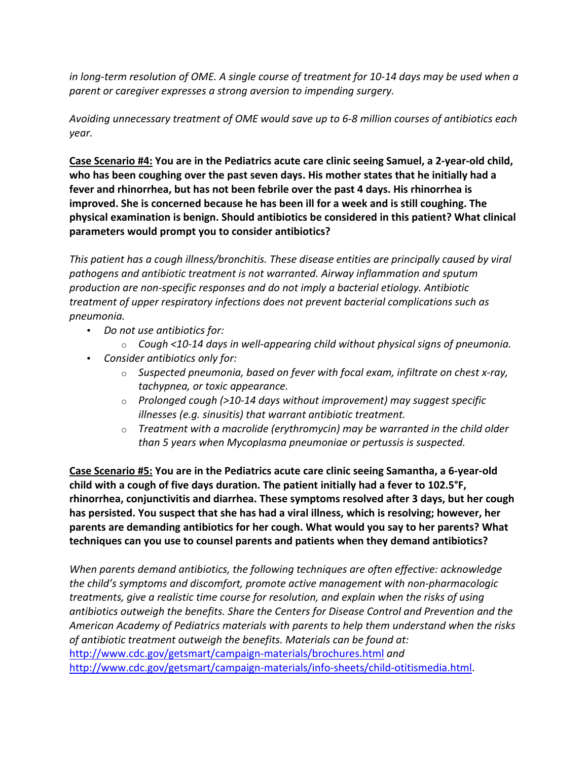*in long-term resolution of OME. A single course of treatment for 10-14 days may be used when a parent or caregiver expresses a strong aversion to impending surgery.*

*Avoiding unnecessary treatment of OME would save up to 6-8 million courses of antibiotics each year.*

**<u>Case Scenario #4:</u> You are in the Pediatrics acute care clinic seeing Samuel, a 2-year-old child, who has been coughing over the past seven days. His mother states that he initially had a fever and rhinorrhea, but has not been febrile over the past 4 days. His rhinorrhea is improved. She is concerned because he has been ill for a week and is still coughing. The physical examination is benign. Should antibiotics be considered in this patient? What clinical parameters would prompt you to consider antibiotics?**

*This patient has a cough illness/bronchitis. These disease entities are principally caused by viral pathogens and antibiotic treatment is not warranted. Airway inflammation and sputum production are non-specific responses and do not imply a bacterial etiology. Antibiotic treatment of upper respiratory infections does not prevent bacterial complications such as pneumonia.*

- *Do not use antibiotics for:*
    - *Cough <10-14 days in well-appearing child without physical signs of pneumonia.*
- *Consider antibiotics only for:*
    - *Suspected pneumonia, based on fever with focal exam, infiltrate on chest x-ray, tachypnea, or toxic appearance.*
    - *Prolonged cough (>10-14 days without improvement) may suggest specific illnesses (e.g. sinusitis) that warrant antibiotic treatment.*
    - *Treatment with a macrolide (erythromycin) may be warranted in the child older than 5 years when Mycoplasma pneumoniae or pertussis is suspected.*

**<u>Case Scenario #5:</u> You are in the Pediatrics acute care clinic seeing Samantha, a 6-year-old child with a cough of five days duration. The patient initially had a fever to 102.5°F, rhinorrhea, conjunctivitis and diarrhea. These symptoms resolved after 3 days, but her cough has persisted. You suspect that she has had a viral illness, which is resolving; however, her parents are demanding antibiotics for her cough. What would you say to her parents? What techniques can you use to counsel parents and patients when they demand antibiotics?**

*When parents demand antibiotics, the following techniques are often effective: acknowledge the child's symptoms and discomfort, promote active management with non-pharmacologic treatments, give a realistic time course for resolution, and explain when the risks of using antibiotics outweigh the benefits. Share the Centers for Disease Control and Prevention and the American Academy of Pediatrics materials with parents to help them understand when the risks of antibiotic treatment outweigh the benefits. Materials can be found at:* http://www.cdc.gov/getsmart/campaign-materials/brochures.html *and* http://www.cdc.gov/getsmart/campaign-materials/info-sheets/child-otitismedia.html.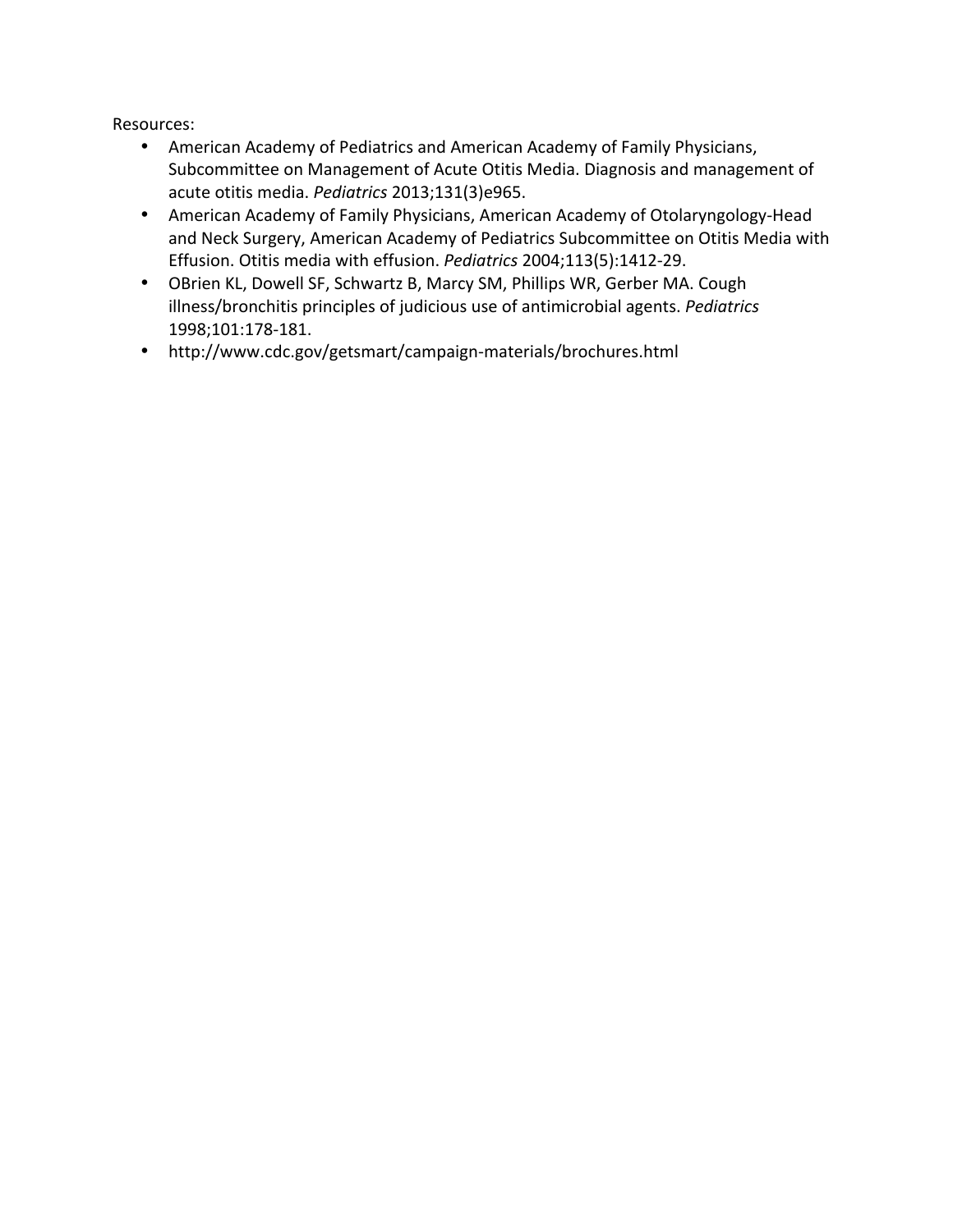Resources:

- American Academy of Pediatrics and American Academy of Family Physicians, Subcommittee on Management of Acute Otitis Media. Diagnosis and management of acute otitis media. *Pediatrics* 2013;131(3)e965.
- American Academy of Family Physicians, American Academy of Otolaryngology-Head and Neck Surgery, American Academy of Pediatrics Subcommittee on Otitis Media with Effusion. Otitis media with effusion. *Pediatrics* 2004;113(5):1412-29.
- OBrien KL, Dowell SF, Schwartz B, Marcy SM, Phillips WR, Gerber MA. Cough illness/bronchitis principles of judicious use of antimicrobial agents. *Pediatrics* 1998;101:178-181.
- http://www.cdc.gov/getsmart/campaign-materials/brochures.html